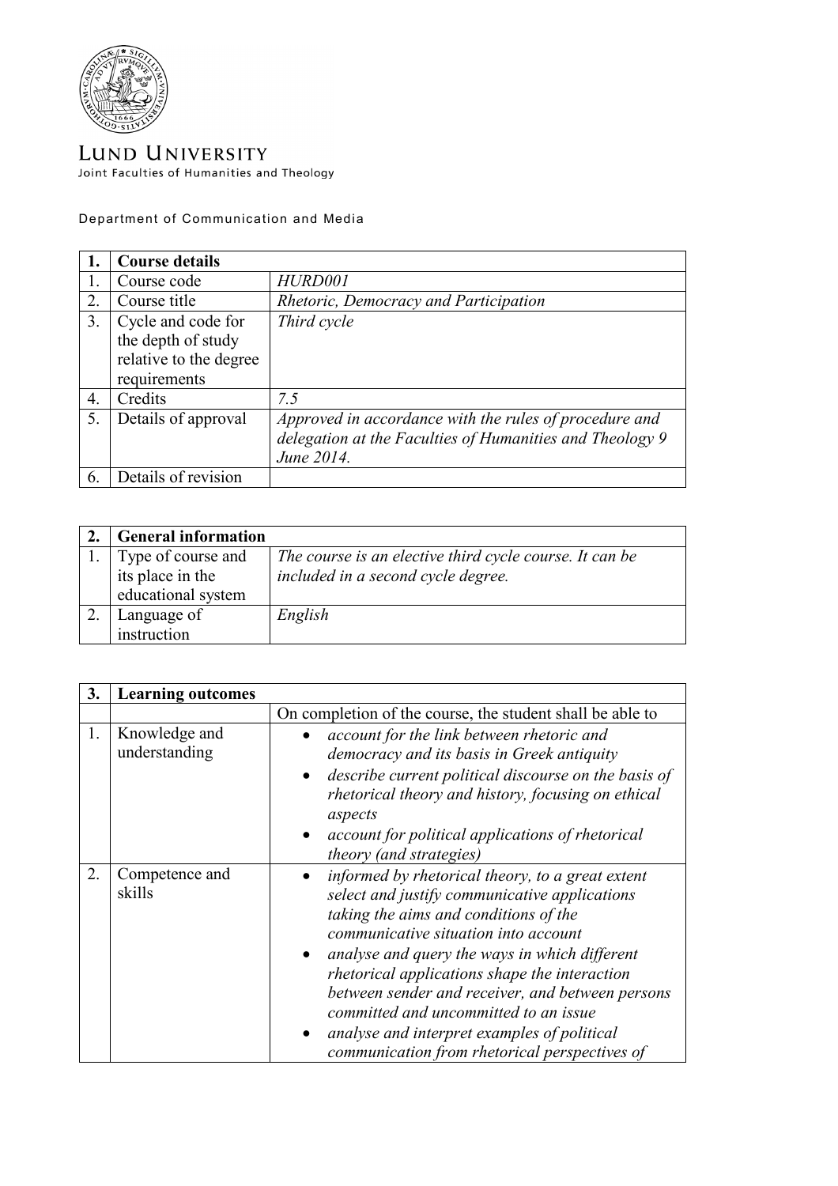**LUND UNIVERSITY**
Joint Faculties of Humanities and Theology

Department of Communication and Media

| 1. | **Course details** | |
|---|---|---|
| 1. | Course code | *HURD001* |
| 2. | Course title | *Rhetoric, Democracy and Participation* |
| 3. | Cycle and code for the depth of study relative to the degree requirements | *Third cycle* |
| 4. | Credits | *7.5* |
| 5. | Details of approval | *Approved in accordance with the rules of procedure and delegation at the Faculties of Humanities and Theology 9 June 2014.* |
| 6. | Details of revision | |

| 2. | **General information** | |
|---|---|---|
| 1. | Type of course and its place in the educational system | *The course is an elective third cycle course. It can be included in a second cycle degree.* |
| 2. | Language of instruction | *English* |

| 3. | **Learning outcomes** | |
|---|---|---|
| | | On completion of the course, the student shall be able to |
| 1. | Knowledge and understanding | • *account for the link between rhetoric and democracy and its basis in Greek antiquity*<br>• *describe current political discourse on the basis of rhetorical theory and history, focusing on ethical aspects*<br>• *account for political applications of rhetorical theory (and strategies)* |
| 2. | Competence and skills | • *informed by rhetorical theory, to a great extent select and justify communicative applications taking the aims and conditions of the communicative situation into account*<br>• *analyse and query the ways in which different rhetorical applications shape the interaction between sender and receiver, and between persons committed and uncommitted to an issue*<br>• *analyse and interpret examples of political communication from rhetorical perspectives of* |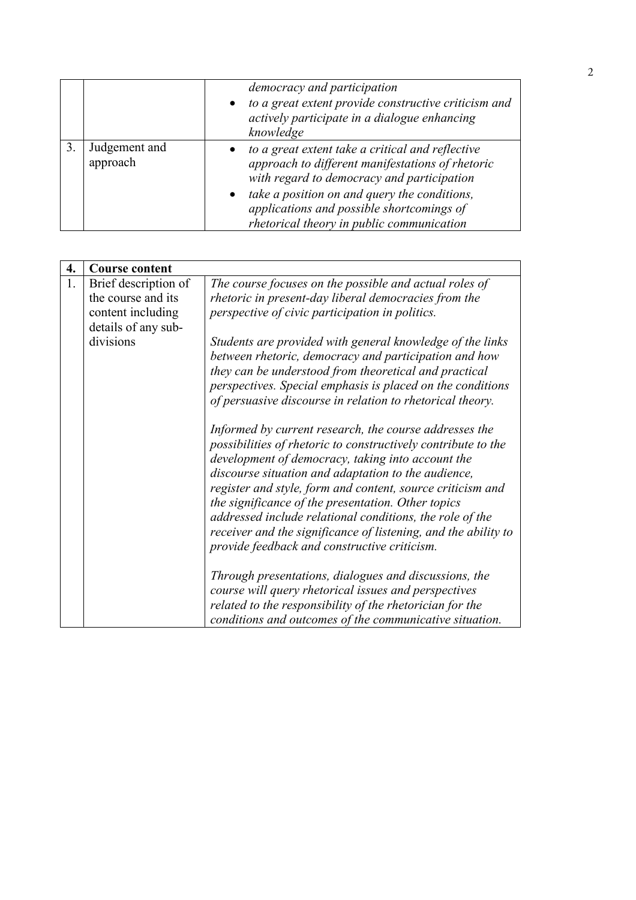| | | |
|---|---|---|
| | | *democracy and participation*<br>• *to a great extent provide constructive criticism and actively participate in a dialogue enhancing knowledge* |
| 3. | Judgement and approach | • *to a great extent take a critical and reflective approach to different manifestations of rhetoric with regard to democracy and participation*<br>• *take a position on and query the conditions, applications and possible shortcomings of rhetorical theory in public communication* |

| **4.** | **Course content** | |
|---|---|---|
| 1. | Brief description of the course and its content including details of any sub-divisions | *The course focuses on the possible and actual roles of rhetoric in present-day liberal democracies from the perspective of civic participation in politics.*<br><br>*Students are provided with general knowledge of the links between rhetoric, democracy and participation and how they can be understood from theoretical and practical perspectives. Special emphasis is placed on the conditions of persuasive discourse in relation to rhetorical theory.*<br><br>*Informed by current research, the course addresses the possibilities of rhetoric to constructively contribute to the development of democracy, taking into account the discourse situation and adaptation to the audience, register and style, form and content, source criticism and the significance of the presentation. Other topics addressed include relational conditions, the role of the receiver and the significance of listening, and the ability to provide feedback and constructive criticism.*<br><br>*Through presentations, dialogues and discussions, the course will query rhetorical issues and perspectives related to the responsibility of the rhetorician for the conditions and outcomes of the communicative situation.* |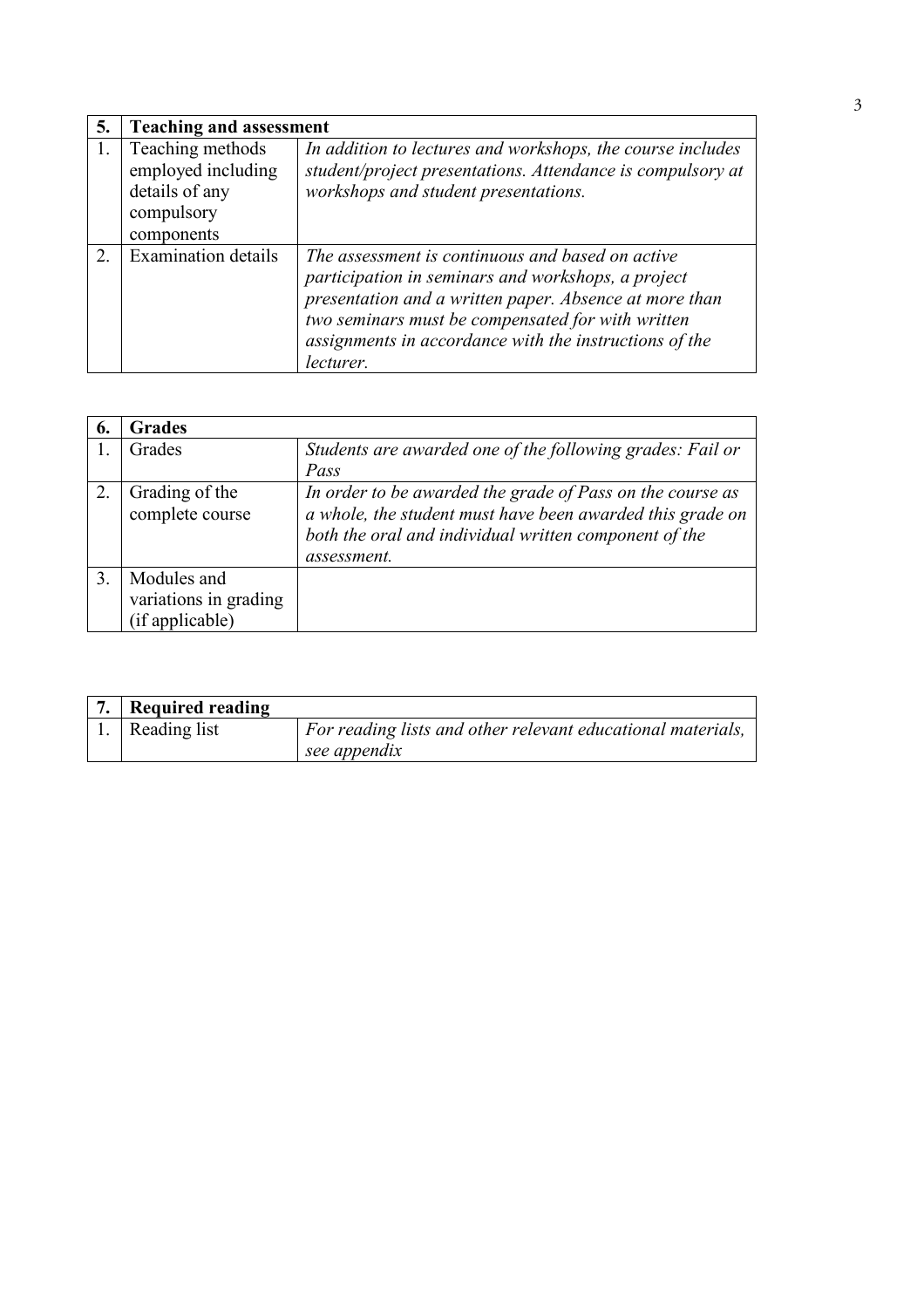| 5. | Teaching and assessment | |
|---|---|---|
| 1. | Teaching methods employed including details of any compulsory components | *In addition to lectures and workshops, the course includes student/project presentations. Attendance is compulsory at workshops and student presentations.* |
| 2. | Examination details | *The assessment is continuous and based on active participation in seminars and workshops, a project presentation and a written paper. Absence at more than two seminars must be compensated for with written assignments in accordance with the instructions of the lecturer.* |

| 6. | Grades | |
|---|---|---|
| 1. | Grades | *Students are awarded one of the following grades: Fail or Pass* |
| 2. | Grading of the complete course | *In order to be awarded the grade of Pass on the course as a whole, the student must have been awarded this grade on both the oral and individual written component of the assessment.* |
| 3. | Modules and variations in grading (if applicable) | |

| 7. | Required reading | |
|---|---|---|
| 1. | Reading list | *For reading lists and other relevant educational materials, see appendix* |